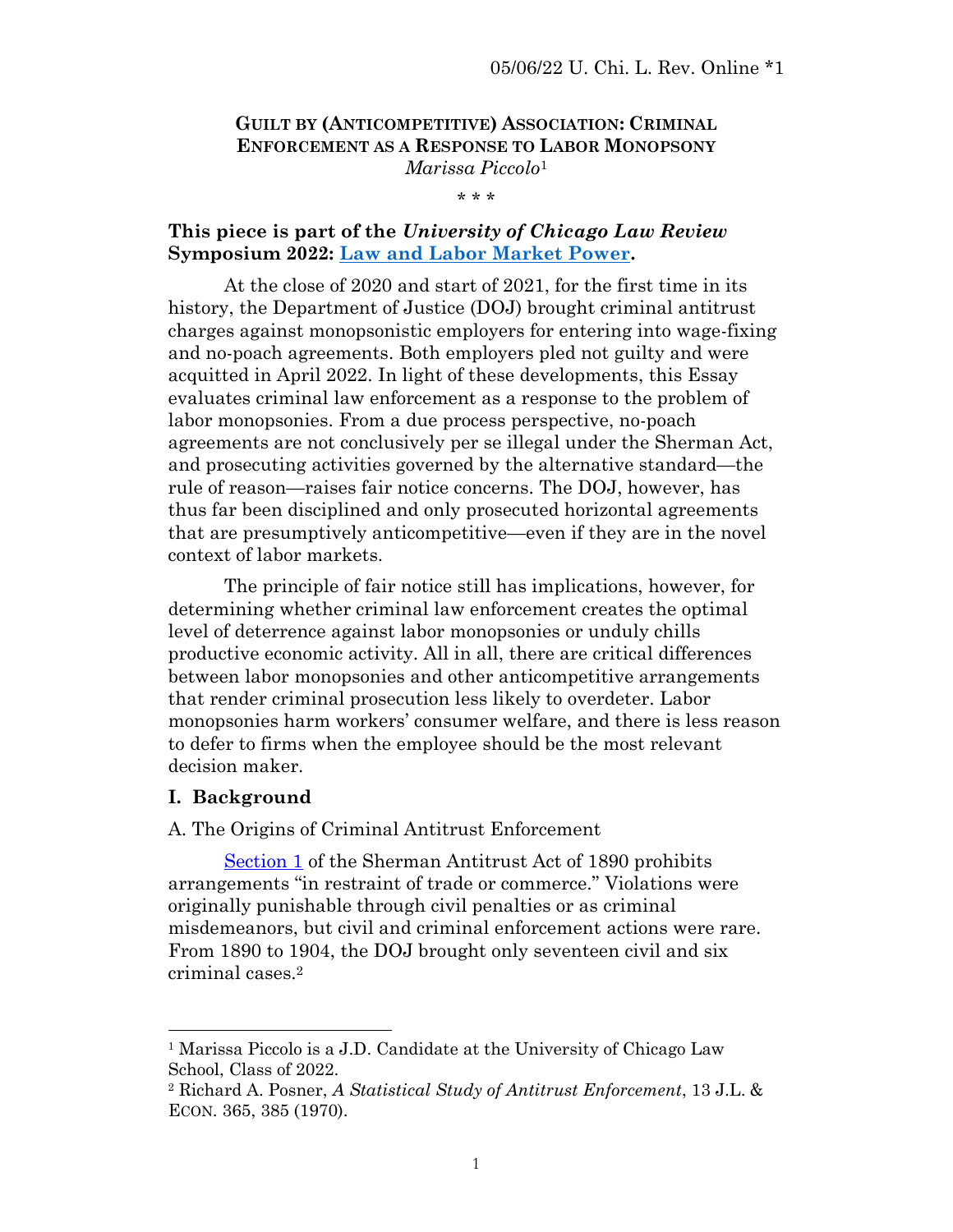# GUILT BY (ANTICOMPETITIVE) ASSOCIATION: CRIMINAL ENFORCEMENT AS A RESPONSE TO LABOR MONOPSONY

*Marissa Piccolo*[1]

\* \* \*

**This piece is part of the *University of Chicago Law Review* Symposium 2022: Law and Labor Market Power.**

At the close of 2020 and start of 2021, for the first time in its history, the Department of Justice (DOJ) brought criminal antitrust charges against monopsonistic employers for entering into wage-fixing and no-poach agreements. Both employers pled not guilty and were acquitted in April 2022. In light of these developments, this Essay evaluates criminal law enforcement as a response to the problem of labor monopsonies. From a due process perspective, no-poach agreements are not conclusively per se illegal under the Sherman Act, and prosecuting activities governed by the alternative standard—the rule of reason—raises fair notice concerns. The DOJ, however, has thus far been disciplined and only prosecuted horizontal agreements that are presumptively anticompetitive—even if they are in the novel context of labor markets.

The principle of fair notice still has implications, however, for determining whether criminal law enforcement creates the optimal level of deterrence against labor monopsonies or unduly chills productive economic activity. All in all, there are critical differences between labor monopsonies and other anticompetitive arrangements that render criminal prosecution less likely to overdeter. Labor monopsonies harm workers' consumer welfare, and there is less reason to defer to firms when the employee should be the most relevant decision maker.

## I. Background

### A. The Origins of Criminal Antitrust Enforcement

Section 1 of the Sherman Antitrust Act of 1890 prohibits arrangements "in restraint of trade or commerce." Violations were originally punishable through civil penalties or as criminal misdemeanors, but civil and criminal enforcement actions were rare. From 1890 to 1904, the DOJ brought only seventeen civil and six criminal cases.[2]

---

[1] Marissa Piccolo is a J.D. Candidate at the University of Chicago Law School, Class of 2022.

[2] Richard A. Posner, *A Statistical Study of Antitrust Enforcement*, 13 J.L. & ECON. 365, 385 (1970).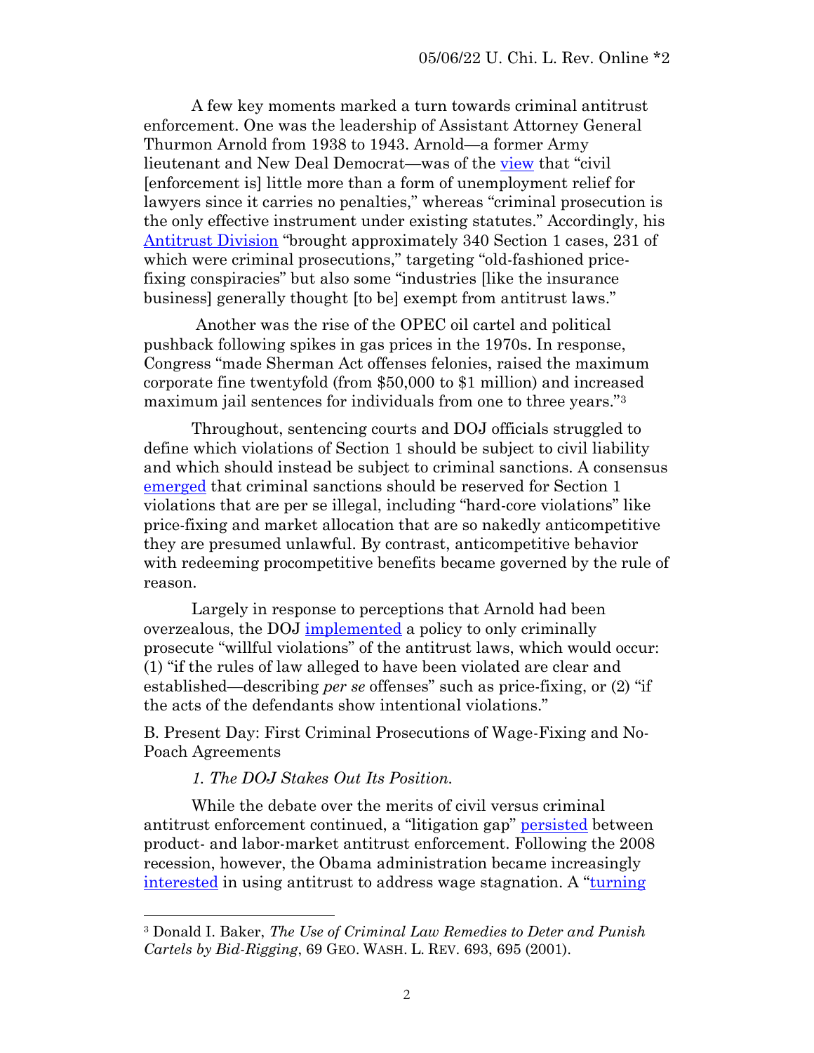A few key moments marked a turn towards criminal antitrust enforcement. One was the leadership of Assistant Attorney General Thurmon Arnold from 1938 to 1943. Arnold—a former Army lieutenant and New Deal Democrat—was of the view that "civil [enforcement is] little more than a form of unemployment relief for lawyers since it carries no penalties," whereas "criminal prosecution is the only effective instrument under existing statutes." Accordingly, his Antitrust Division "brought approximately 340 Section 1 cases, 231 of which were criminal prosecutions," targeting "old-fashioned price-fixing conspiracies" but also some "industries [like the insurance business] generally thought [to be] exempt from antitrust laws."

Another was the rise of the OPEC oil cartel and political pushback following spikes in gas prices in the 1970s. In response, Congress "made Sherman Act offenses felonies, raised the maximum corporate fine twentyfold (from $50,000 to $1 million) and increased maximum jail sentences for individuals from one to three years."[3]

Throughout, sentencing courts and DOJ officials struggled to define which violations of Section 1 should be subject to civil liability and which should instead be subject to criminal sanctions. A consensus emerged that criminal sanctions should be reserved for Section 1 violations that are per se illegal, including "hard-core violations" like price-fixing and market allocation that are so nakedly anticompetitive they are presumed unlawful. By contrast, anticompetitive behavior with redeeming procompetitive benefits became governed by the rule of reason.

Largely in response to perceptions that Arnold had been overzealous, the DOJ implemented a policy to only criminally prosecute "willful violations" of the antitrust laws, which would occur: (1) "if the rules of law alleged to have been violated are clear and established—describing *per se* offenses" such as price-fixing, or (2) "if the acts of the defendants show intentional violations."

## B. Present Day: First Criminal Prosecutions of Wage-Fixing and No-Poach Agreements

### *1. The DOJ Stakes Out Its Position.*

While the debate over the merits of civil versus criminal antitrust enforcement continued, a "litigation gap" persisted between product- and labor-market antitrust enforcement. Following the 2008 recession, however, the Obama administration became increasingly interested in using antitrust to address wage stagnation. A "turning

---

[3] Donald I. Baker, *The Use of Criminal Law Remedies to Deter and Punish Cartels by Bid-Rigging*, 69 GEO. WASH. L. REV. 693, 695 (2001).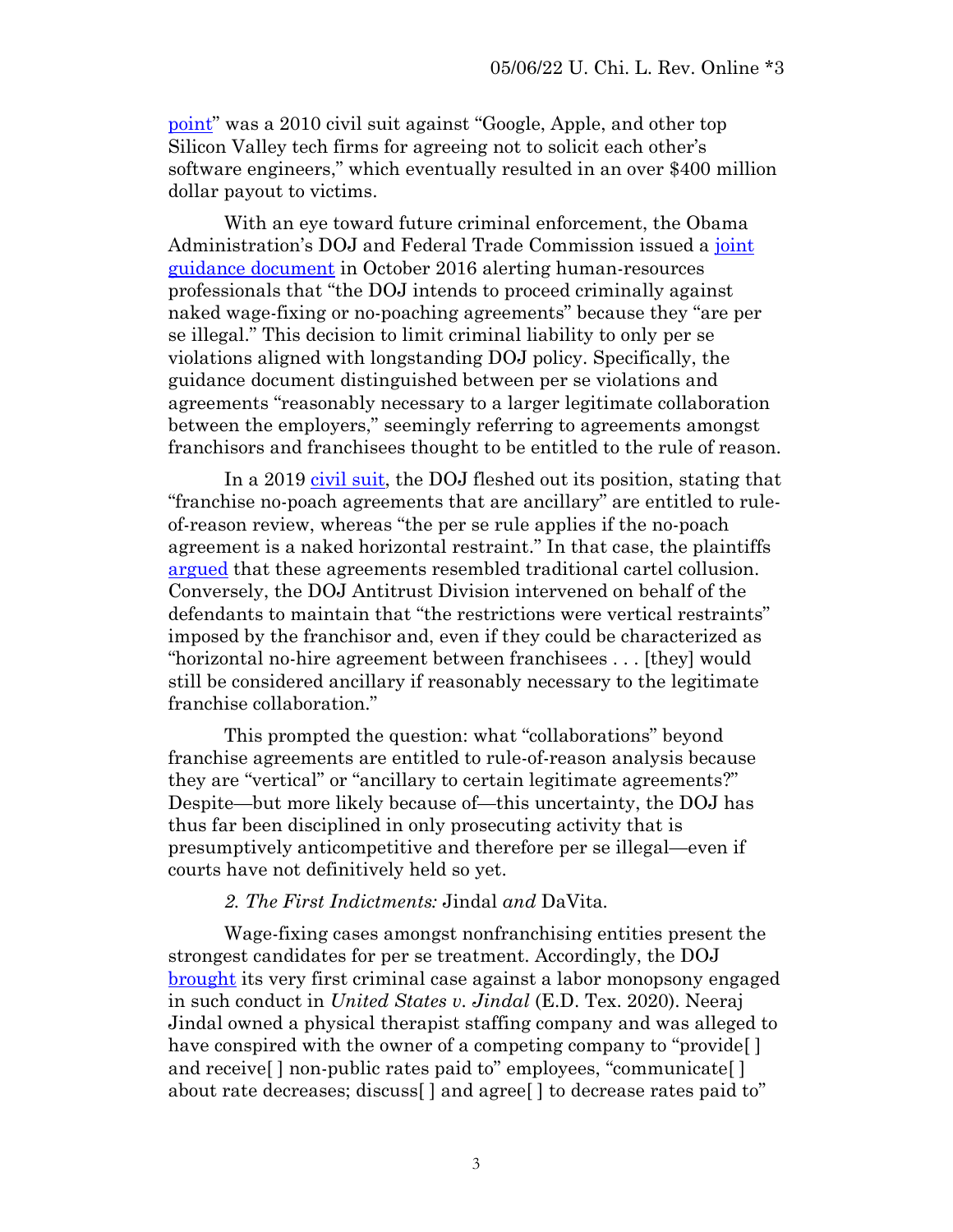point" was a 2010 civil suit against "Google, Apple, and other top Silicon Valley tech firms for agreeing not to solicit each other's software engineers," which eventually resulted in an over $400 million dollar payout to victims.

With an eye toward future criminal enforcement, the Obama Administration's DOJ and Federal Trade Commission issued a joint guidance document in October 2016 alerting human-resources professionals that "the DOJ intends to proceed criminally against naked wage-fixing or no-poaching agreements" because they "are per se illegal." This decision to limit criminal liability to only per se violations aligned with longstanding DOJ policy. Specifically, the guidance document distinguished between per se violations and agreements "reasonably necessary to a larger legitimate collaboration between the employers," seemingly referring to agreements amongst franchisors and franchisees thought to be entitled to the rule of reason.

In a 2019 civil suit, the DOJ fleshed out its position, stating that "franchise no-poach agreements that are ancillary" are entitled to rule-of-reason review, whereas "the per se rule applies if the no-poach agreement is a naked horizontal restraint." In that case, the plaintiffs argued that these agreements resembled traditional cartel collusion. Conversely, the DOJ Antitrust Division intervened on behalf of the defendants to maintain that "the restrictions were vertical restraints" imposed by the franchisor and, even if they could be characterized as "horizontal no-hire agreement between franchisees . . . [they] would still be considered ancillary if reasonably necessary to the legitimate franchise collaboration."

This prompted the question: what "collaborations" beyond franchise agreements are entitled to rule-of-reason analysis because they are "vertical" or "ancillary to certain legitimate agreements?" Despite—but more likely because of—this uncertainty, the DOJ has thus far been disciplined in only prosecuting activity that is presumptively anticompetitive and therefore per se illegal—even if courts have not definitively held so yet.

### *2. The First Indictments:* Jindal *and* DaVita.

Wage-fixing cases amongst nonfranchising entities present the strongest candidates for per se treatment. Accordingly, the DOJ brought its very first criminal case against a labor monopsony engaged in such conduct in *United States v. Jindal* (E.D. Tex. 2020). Neeraj Jindal owned a physical therapist staffing company and was alleged to have conspired with the owner of a competing company to "provide[ ] and receive[ ] non-public rates paid to" employees, "communicate[ ] about rate decreases; discuss[ ] and agree[ ] to decrease rates paid to"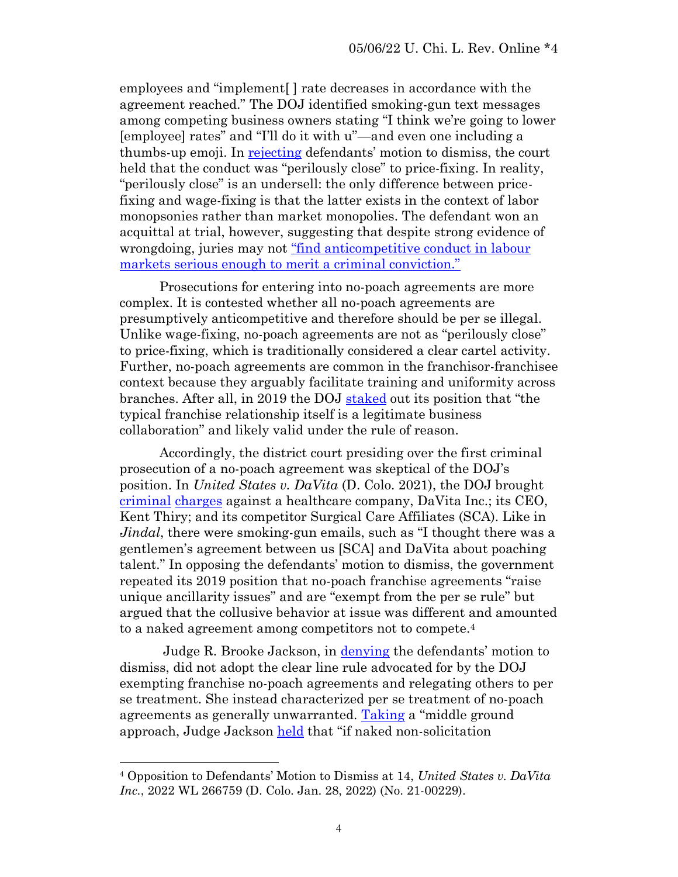employees and "implement[ ] rate decreases in accordance with the agreement reached." The DOJ identified smoking-gun text messages among competing business owners stating "I think we're going to lower [employee] rates" and "I'll do it with u"—and even one including a thumbs-up emoji. In rejecting defendants' motion to dismiss, the court held that the conduct was "perilously close" to price-fixing. In reality, "perilously close" is an undersell: the only difference between price-fixing and wage-fixing is that the latter exists in the context of labor monopsonies rather than market monopolies. The defendant won an acquittal at trial, however, suggesting that despite strong evidence of wrongdoing, juries may not "find anticompetitive conduct in labour markets serious enough to merit a criminal conviction."

Prosecutions for entering into no-poach agreements are more complex. It is contested whether all no-poach agreements are presumptively anticompetitive and therefore should be per se illegal. Unlike wage-fixing, no-poach agreements are not as "perilously close" to price-fixing, which is traditionally considered a clear cartel activity. Further, no-poach agreements are common in the franchisor-franchisee context because they arguably facilitate training and uniformity across branches. After all, in 2019 the DOJ staked out its position that "the typical franchise relationship itself is a legitimate business collaboration" and likely valid under the rule of reason.

Accordingly, the district court presiding over the first criminal prosecution of a no-poach agreement was skeptical of the DOJ's position. In *United States v. DaVita* (D. Colo. 2021), the DOJ brought criminal charges against a healthcare company, DaVita Inc.; its CEO, Kent Thiry; and its competitor Surgical Care Affiliates (SCA). Like in *Jindal*, there were smoking-gun emails, such as "I thought there was a gentlemen's agreement between us [SCA] and DaVita about poaching talent." In opposing the defendants' motion to dismiss, the government repeated its 2019 position that no-poach franchise agreements "raise unique ancillarity issues" and are "exempt from the per se rule" but argued that the collusive behavior at issue was different and amounted to a naked agreement among competitors not to compete.[4]

Judge R. Brooke Jackson, in denying the defendants' motion to dismiss, did not adopt the clear line rule advocated for by the DOJ exempting franchise no-poach agreements and relegating others to per se treatment. She instead characterized per se treatment of no-poach agreements as generally unwarranted. Taking a "middle ground approach, Judge Jackson held that "if naked non-solicitation

[4] Opposition to Defendants' Motion to Dismiss at 14, *United States v. DaVita Inc.*, 2022 WL 266759 (D. Colo. Jan. 28, 2022) (No. 21-00229).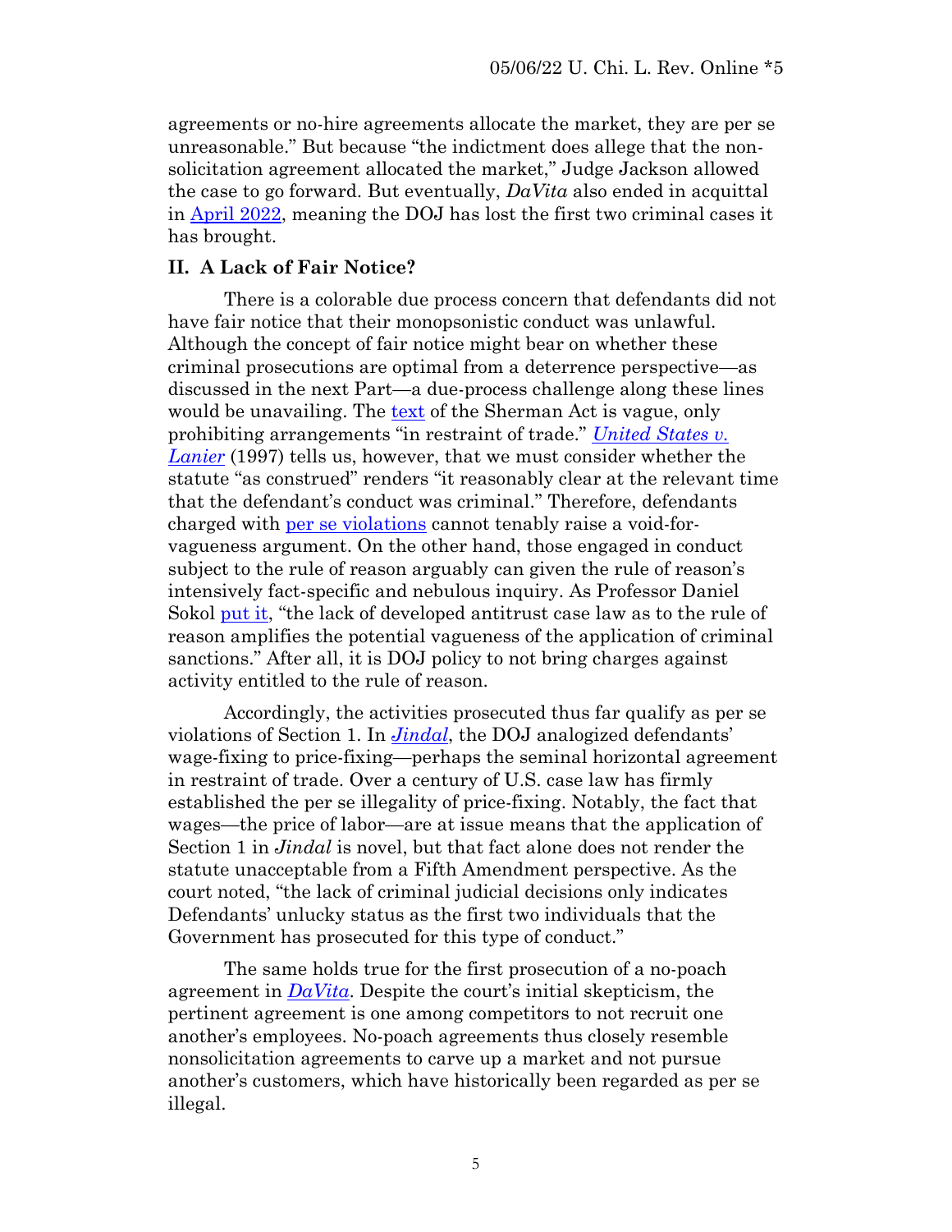agreements or no-hire agreements allocate the market, they are per se unreasonable." But because "the indictment does allege that the non-solicitation agreement allocated the market," Judge Jackson allowed the case to go forward. But eventually, *DaVita* also ended in acquittal in April 2022, meaning the DOJ has lost the first two criminal cases it has brought.

## II. A Lack of Fair Notice?

There is a colorable due process concern that defendants did not have fair notice that their monopsonistic conduct was unlawful. Although the concept of fair notice might bear on whether these criminal prosecutions are optimal from a deterrence perspective—as discussed in the next Part—a due-process challenge along these lines would be unavailing. The text of the Sherman Act is vague, only prohibiting arrangements "in restraint of trade." *United States v. Lanier* (1997) tells us, however, that we must consider whether the statute "as construed" renders "it reasonably clear at the relevant time that the defendant's conduct was criminal." Therefore, defendants charged with per se violations cannot tenably raise a void-for-vagueness argument. On the other hand, those engaged in conduct subject to the rule of reason arguably can given the rule of reason's intensively fact-specific and nebulous inquiry. As Professor Daniel Sokol put it, "the lack of developed antitrust case law as to the rule of reason amplifies the potential vagueness of the application of criminal sanctions." After all, it is DOJ policy to not bring charges against activity entitled to the rule of reason.

Accordingly, the activities prosecuted thus far qualify as per se violations of Section 1. In *Jindal*, the DOJ analogized defendants' wage-fixing to price-fixing—perhaps the seminal horizontal agreement in restraint of trade. Over a century of U.S. case law has firmly established the per se illegality of price-fixing. Notably, the fact that wages—the price of labor—are at issue means that the application of Section 1 in *Jindal* is novel, but that fact alone does not render the statute unacceptable from a Fifth Amendment perspective. As the court noted, "the lack of criminal judicial decisions only indicates Defendants' unlucky status as the first two individuals that the Government has prosecuted for this type of conduct."

The same holds true for the first prosecution of a no-poach agreement in *DaVita*. Despite the court's initial skepticism, the pertinent agreement is one among competitors to not recruit one another's employees. No-poach agreements thus closely resemble nonsolicitation agreements to carve up a market and not pursue another's customers, which have historically been regarded as per se illegal.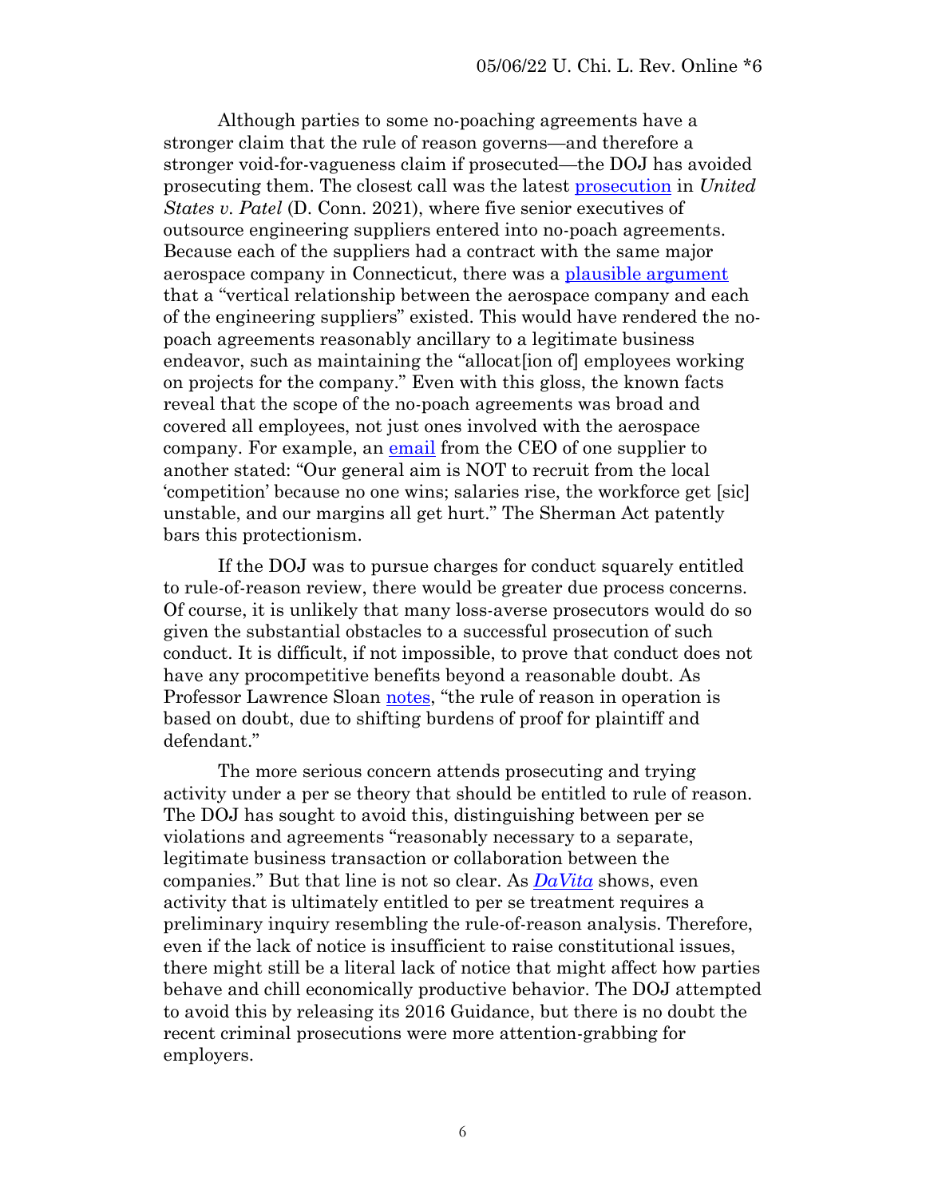Although parties to some no-poaching agreements have a stronger claim that the rule of reason governs—and therefore a stronger void-for-vagueness claim if prosecuted—the DOJ has avoided prosecuting them. The closest call was the latest prosecution in *United States v. Patel* (D. Conn. 2021), where five senior executives of outsource engineering suppliers entered into no-poach agreements. Because each of the suppliers had a contract with the same major aerospace company in Connecticut, there was a plausible argument that a "vertical relationship between the aerospace company and each of the engineering suppliers" existed. This would have rendered the no-poach agreements reasonably ancillary to a legitimate business endeavor, such as maintaining the "allocat[ion of] employees working on projects for the company." Even with this gloss, the known facts reveal that the scope of the no-poach agreements was broad and covered all employees, not just ones involved with the aerospace company. For example, an email from the CEO of one supplier to another stated: "Our general aim is NOT to recruit from the local 'competition' because no one wins; salaries rise, the workforce get [sic] unstable, and our margins all get hurt." The Sherman Act patently bars this protectionism.

If the DOJ was to pursue charges for conduct squarely entitled to rule-of-reason review, there would be greater due process concerns. Of course, it is unlikely that many loss-averse prosecutors would do so given the substantial obstacles to a successful prosecution of such conduct. It is difficult, if not impossible, to prove that conduct does not have any procompetitive benefits beyond a reasonable doubt. As Professor Lawrence Sloan notes, "the rule of reason in operation is based on doubt, due to shifting burdens of proof for plaintiff and defendant."

The more serious concern attends prosecuting and trying activity under a per se theory that should be entitled to rule of reason. The DOJ has sought to avoid this, distinguishing between per se violations and agreements "reasonably necessary to a separate, legitimate business transaction or collaboration between the companies." But that line is not so clear. As *DaVita* shows, even activity that is ultimately entitled to per se treatment requires a preliminary inquiry resembling the rule-of-reason analysis. Therefore, even if the lack of notice is insufficient to raise constitutional issues, there might still be a literal lack of notice that might affect how parties behave and chill economically productive behavior. The DOJ attempted to avoid this by releasing its 2016 Guidance, but there is no doubt the recent criminal prosecutions were more attention-grabbing for employers.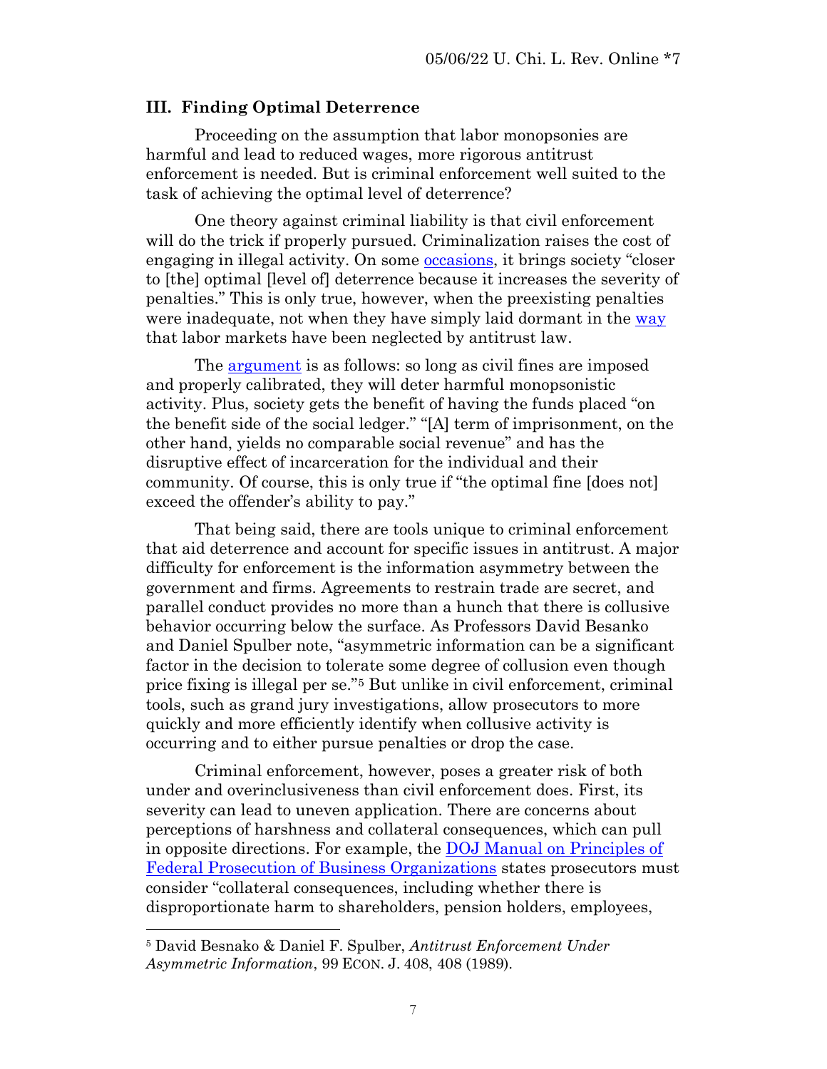## III. Finding Optimal Deterrence

Proceeding on the assumption that labor monopsonies are harmful and lead to reduced wages, more rigorous antitrust enforcement is needed. But is criminal enforcement well suited to the task of achieving the optimal level of deterrence?

One theory against criminal liability is that civil enforcement will do the trick if properly pursued. Criminalization raises the cost of engaging in illegal activity. On some occasions, it brings society "closer to [the] optimal [level of] deterrence because it increases the severity of penalties." This is only true, however, when the preexisting penalties were inadequate, not when they have simply laid dormant in the way that labor markets have been neglected by antitrust law.

The argument is as follows: so long as civil fines are imposed and properly calibrated, they will deter harmful monopsonistic activity. Plus, society gets the benefit of having the funds placed "on the benefit side of the social ledger." "[A] term of imprisonment, on the other hand, yields no comparable social revenue" and has the disruptive effect of incarceration for the individual and their community. Of course, this is only true if "the optimal fine [does not] exceed the offender's ability to pay."

That being said, there are tools unique to criminal enforcement that aid deterrence and account for specific issues in antitrust. A major difficulty for enforcement is the information asymmetry between the government and firms. Agreements to restrain trade are secret, and parallel conduct provides no more than a hunch that there is collusive behavior occurring below the surface. As Professors David Besanko and Daniel Spulber note, "asymmetric information can be a significant factor in the decision to tolerate some degree of collusion even though price fixing is illegal per se."[5] But unlike in civil enforcement, criminal tools, such as grand jury investigations, allow prosecutors to more quickly and more efficiently identify when collusive activity is occurring and to either pursue penalties or drop the case.

Criminal enforcement, however, poses a greater risk of both under and overinclusiveness than civil enforcement does. First, its severity can lead to uneven application. There are concerns about perceptions of harshness and collateral consequences, which can pull in opposite directions. For example, the DOJ Manual on Principles of Federal Prosecution of Business Organizations states prosecutors must consider "collateral consequences, including whether there is disproportionate harm to shareholders, pension holders, employees,

---

[5] David Besnako & Daniel F. Spulber, *Antitrust Enforcement Under Asymmetric Information*, 99 ECON. J. 408, 408 (1989).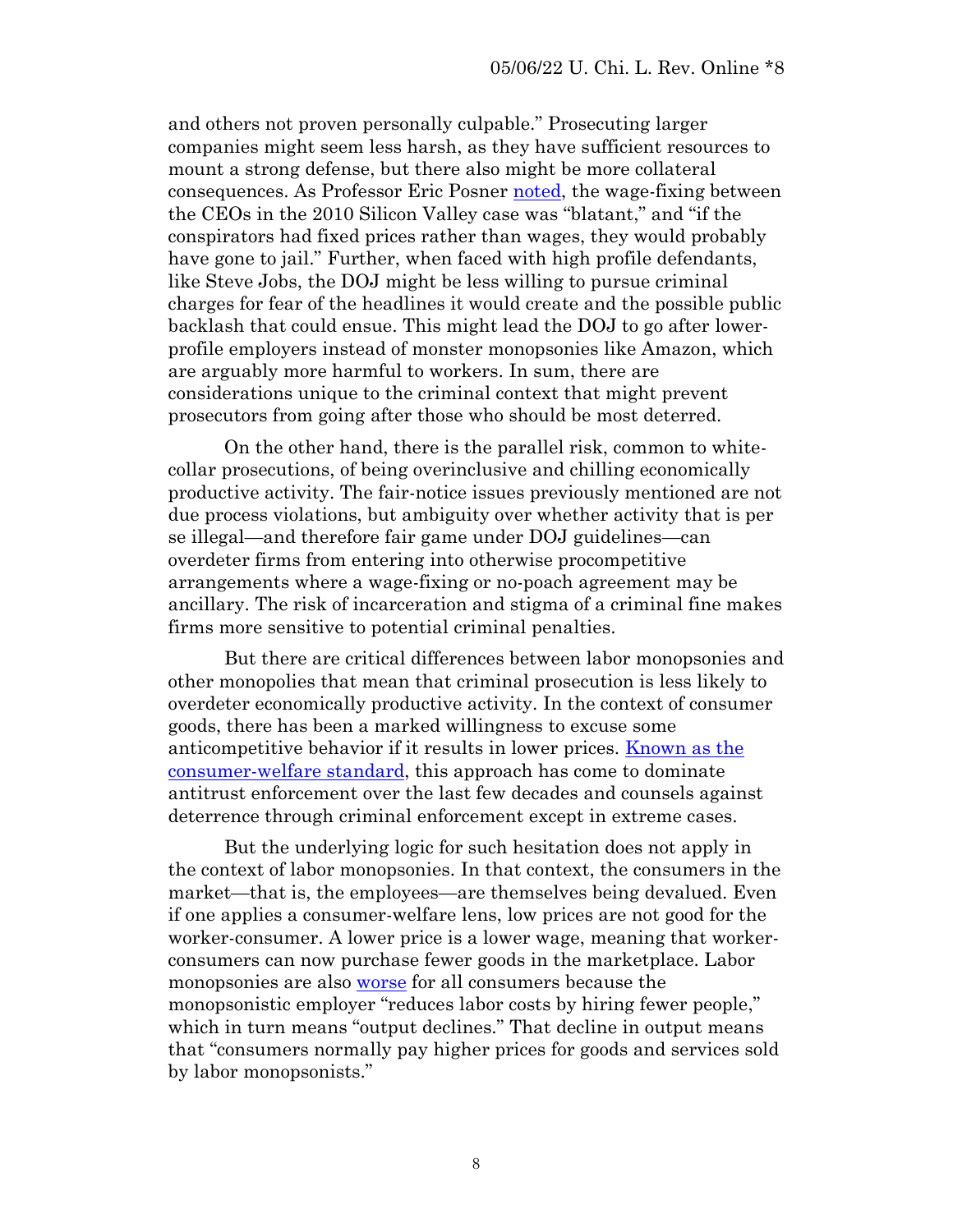and others not proven personally culpable." Prosecuting larger companies might seem less harsh, as they have sufficient resources to mount a strong defense, but there also might be more collateral consequences. As Professor Eric Posner noted, the wage-fixing between the CEOs in the 2010 Silicon Valley case was "blatant," and "if the conspirators had fixed prices rather than wages, they would probably have gone to jail." Further, when faced with high profile defendants, like Steve Jobs, the DOJ might be less willing to pursue criminal charges for fear of the headlines it would create and the possible public backlash that could ensue. This might lead the DOJ to go after lower-profile employers instead of monster monopsonies like Amazon, which are arguably more harmful to workers. In sum, there are considerations unique to the criminal context that might prevent prosecutors from going after those who should be most deterred.

On the other hand, there is the parallel risk, common to white-collar prosecutions, of being overinclusive and chilling economically productive activity. The fair-notice issues previously mentioned are not due process violations, but ambiguity over whether activity that is per se illegal—and therefore fair game under DOJ guidelines—can overdeter firms from entering into otherwise procompetitive arrangements where a wage-fixing or no-poach agreement may be ancillary. The risk of incarceration and stigma of a criminal fine makes firms more sensitive to potential criminal penalties.

But there are critical differences between labor monopsonies and other monopolies that mean that criminal prosecution is less likely to overdeter economically productive activity. In the context of consumer goods, there has been a marked willingness to excuse some anticompetitive behavior if it results in lower prices. Known as the consumer-welfare standard, this approach has come to dominate antitrust enforcement over the last few decades and counsels against deterrence through criminal enforcement except in extreme cases.

But the underlying logic for such hesitation does not apply in the context of labor monopsonies. In that context, the consumers in the market—that is, the employees—are themselves being devalued. Even if one applies a consumer-welfare lens, low prices are not good for the worker-consumer. A lower price is a lower wage, meaning that worker-consumers can now purchase fewer goods in the marketplace. Labor monopsonies are also worse for all consumers because the monopsonistic employer "reduces labor costs by hiring fewer people," which in turn means "output declines." That decline in output means that "consumers normally pay higher prices for goods and services sold by labor monopsonists."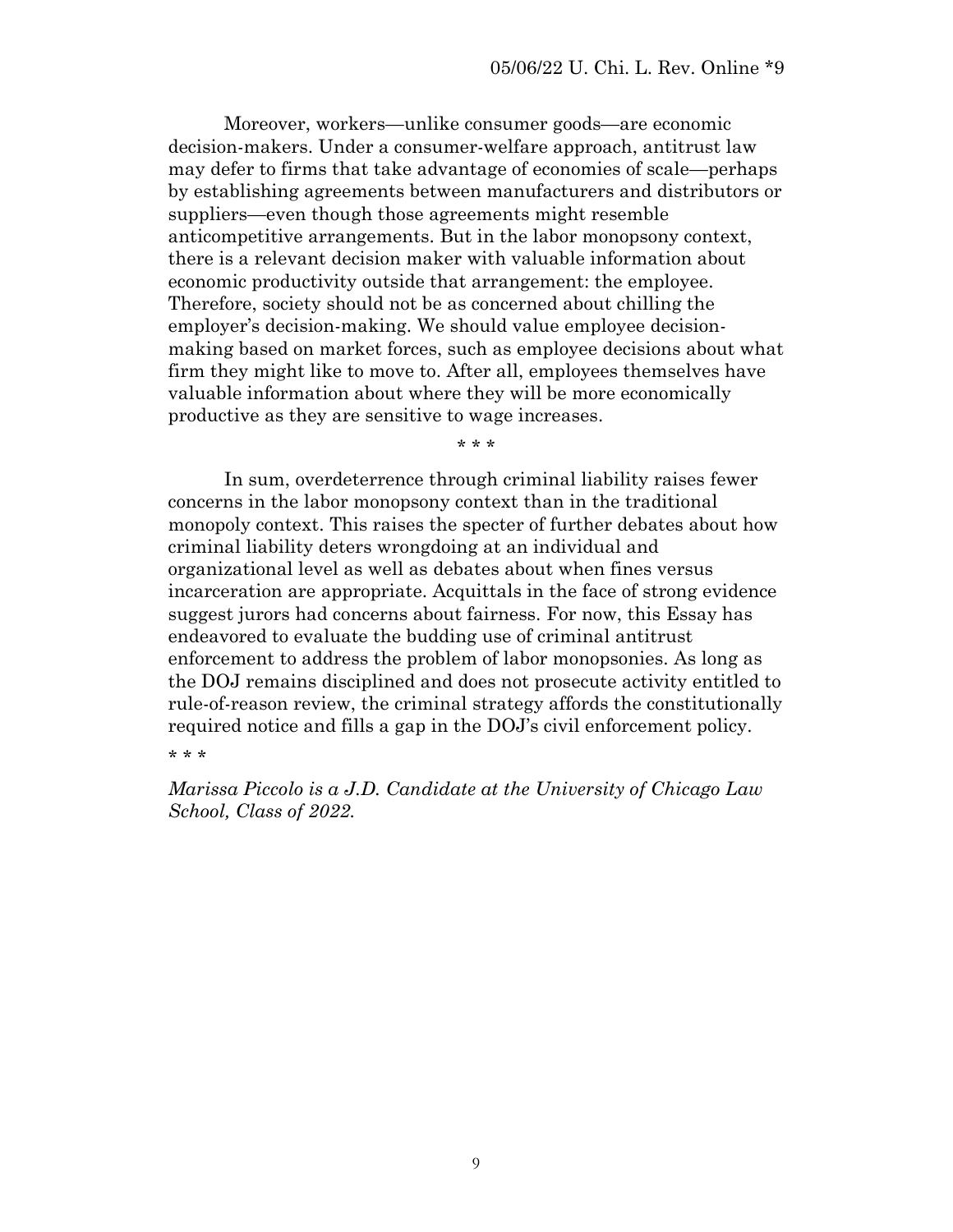Moreover, workers—unlike consumer goods—are economic decision-makers. Under a consumer-welfare approach, antitrust law may defer to firms that take advantage of economies of scale—perhaps by establishing agreements between manufacturers and distributors or suppliers—even though those agreements might resemble anticompetitive arrangements. But in the labor monopsony context, there is a relevant decision maker with valuable information about economic productivity outside that arrangement: the employee. Therefore, society should not be as concerned about chilling the employer's decision-making. We should value employee decision-making based on market forces, such as employee decisions about what firm they might like to move to. After all, employees themselves have valuable information about where they will be more economically productive as they are sensitive to wage increases.

\* \* \*

In sum, overdeterrence through criminal liability raises fewer concerns in the labor monopsony context than in the traditional monopoly context. This raises the specter of further debates about how criminal liability deters wrongdoing at an individual and organizational level as well as debates about when fines versus incarceration are appropriate. Acquittals in the face of strong evidence suggest jurors had concerns about fairness. For now, this Essay has endeavored to evaluate the budding use of criminal antitrust enforcement to address the problem of labor monopsonies. As long as the DOJ remains disciplined and does not prosecute activity entitled to rule-of-reason review, the criminal strategy affords the constitutionally required notice and fills a gap in the DOJ's civil enforcement policy.

\* \* \*

*Marissa Piccolo is a J.D. Candidate at the University of Chicago Law School, Class of 2022.*